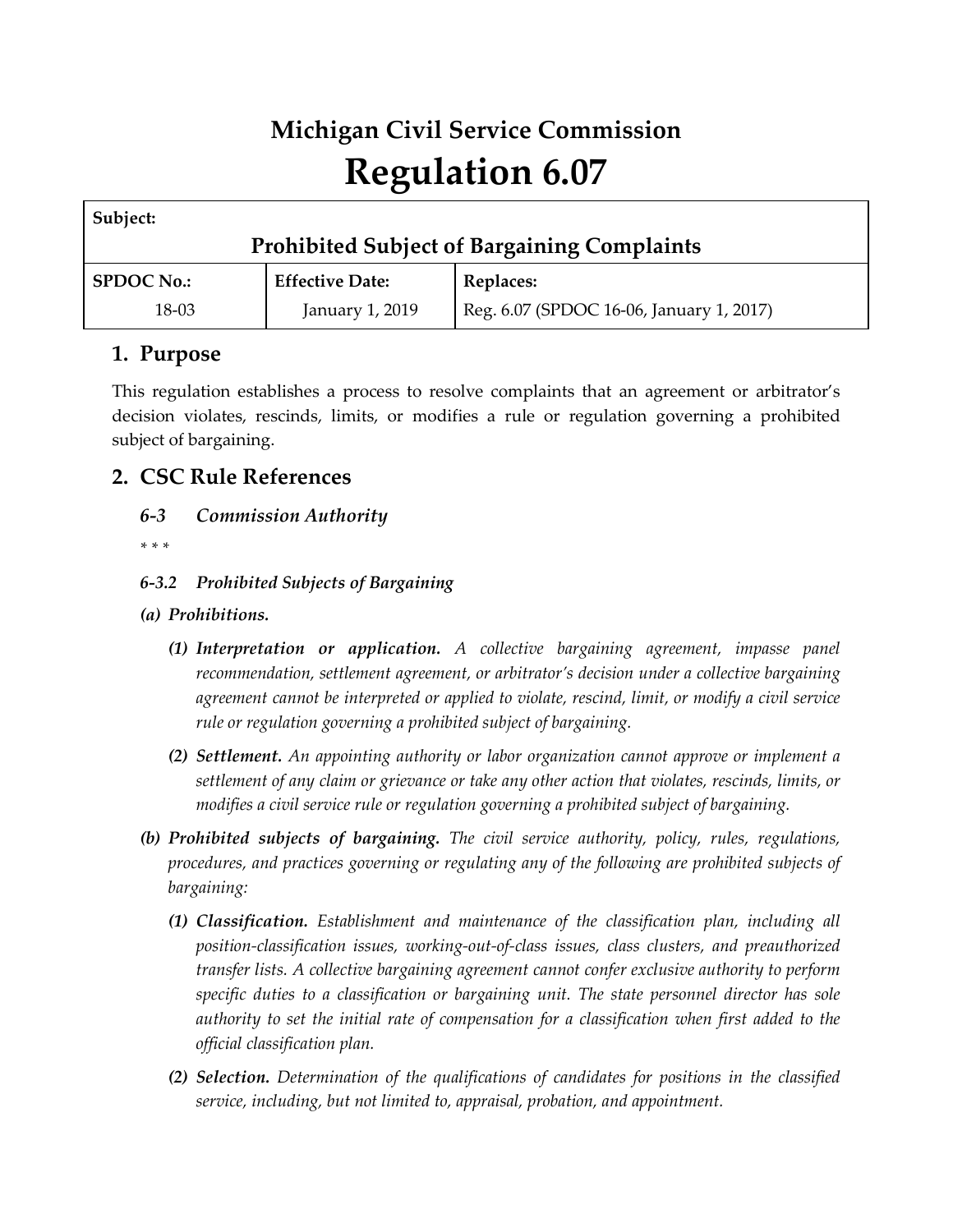# Michigan Civil Service Commission
# Regulation 6.07

| **Subject:** | | |
|---|---|---|
| **Prohibited Subject of Bargaining Complaints** | | |
| **SPDOC No.:** | **Effective Date:** | **Replaces:** |
| 18-03 | January 1, 2019 | Reg. 6.07 (SPDOC 16-06, January 1, 2017) |

## 1. Purpose

This regulation establishes a process to resolve complaints that an agreement or arbitrator's decision violates, rescinds, limits, or modifies a rule or regulation governing a prohibited subject of bargaining.

## 2. CSC Rule References

***6-3 Commission Authority***

*\* \* \**

***6-3.2 Prohibited Subjects of Bargaining***

***(a) Prohibitions.***

***(1) Interpretation or application.*** *A collective bargaining agreement, impasse panel recommendation, settlement agreement, or arbitrator's decision under a collective bargaining agreement cannot be interpreted or applied to violate, rescind, limit, or modify a civil service rule or regulation governing a prohibited subject of bargaining.*

***(2) Settlement.*** *An appointing authority or labor organization cannot approve or implement a settlement of any claim or grievance or take any other action that violates, rescinds, limits, or modifies a civil service rule or regulation governing a prohibited subject of bargaining.*

***(b) Prohibited subjects of bargaining.*** *The civil service authority, policy, rules, regulations, procedures, and practices governing or regulating any of the following are prohibited subjects of bargaining:*

***(1) Classification.*** *Establishment and maintenance of the classification plan, including all position-classification issues, working-out-of-class issues, class clusters, and preauthorized transfer lists. A collective bargaining agreement cannot confer exclusive authority to perform specific duties to a classification or bargaining unit. The state personnel director has sole authority to set the initial rate of compensation for a classification when first added to the official classification plan.*

***(2) Selection.*** *Determination of the qualifications of candidates for positions in the classified service, including, but not limited to, appraisal, probation, and appointment.*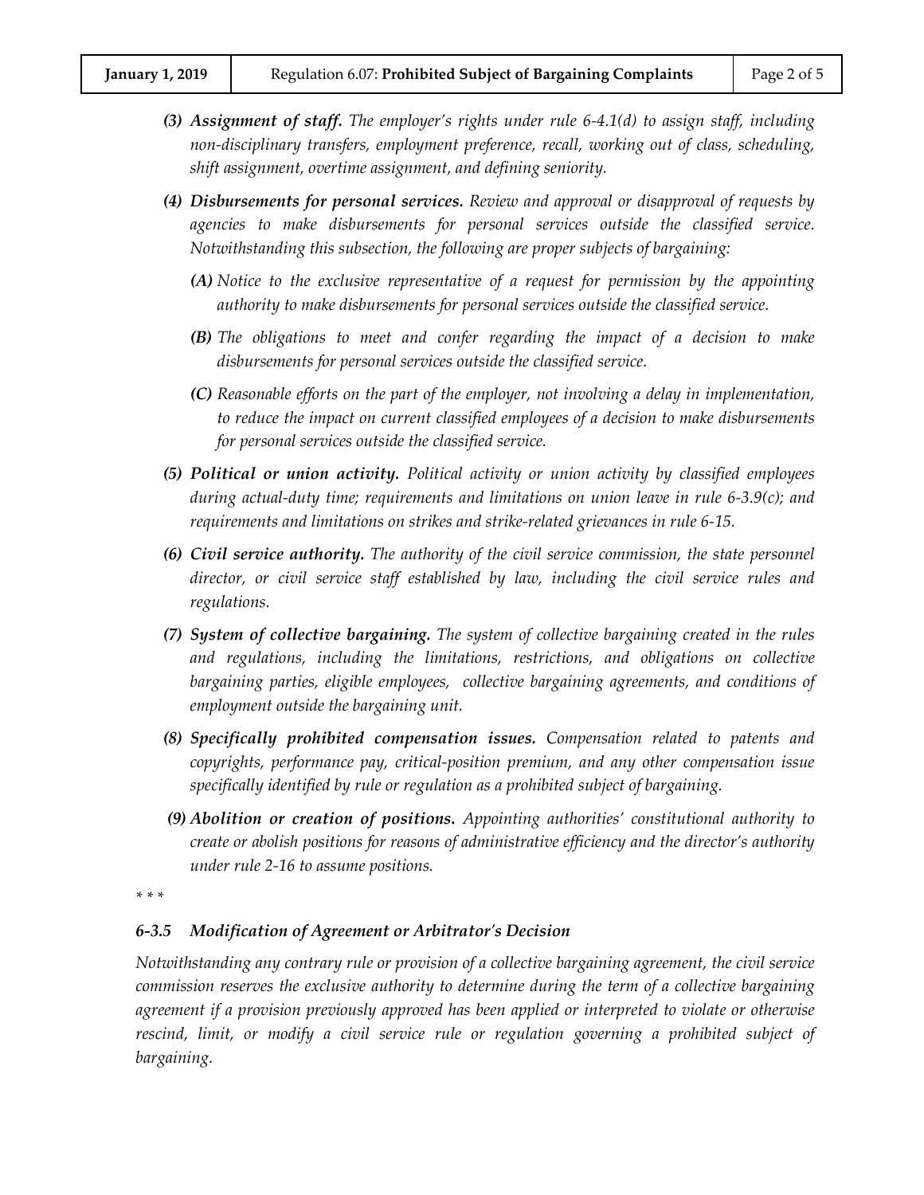*(3)* ***Assignment of staff.*** *The employer's rights under rule 6-4.1(d) to assign staff, including non-disciplinary transfers, employment preference, recall, working out of class, scheduling, shift assignment, overtime assignment, and defining seniority.*

*(4)* ***Disbursements for personal services.*** *Review and approval or disapproval of requests by agencies to make disbursements for personal services outside the classified service. Notwithstanding this subsection, the following are proper subjects of bargaining:*

*(A)* *Notice to the exclusive representative of a request for permission by the appointing authority to make disbursements for personal services outside the classified service.*

*(B)* *The obligations to meet and confer regarding the impact of a decision to make disbursements for personal services outside the classified service.*

*(C)* *Reasonable efforts on the part of the employer, not involving a delay in implementation, to reduce the impact on current classified employees of a decision to make disbursements for personal services outside the classified service.*

*(5)* ***Political or union activity.*** *Political activity or union activity by classified employees during actual-duty time; requirements and limitations on union leave in rule 6-3.9(c); and requirements and limitations on strikes and strike-related grievances in rule 6-15.*

*(6)* ***Civil service authority.*** *The authority of the civil service commission, the state personnel director, or civil service staff established by law, including the civil service rules and regulations.*

*(7)* ***System of collective bargaining.*** *The system of collective bargaining created in the rules and regulations, including the limitations, restrictions, and obligations on collective bargaining parties, eligible employees, collective bargaining agreements, and conditions of employment outside the bargaining unit.*

*(8)* ***Specifically prohibited compensation issues.*** *Compensation related to patents and copyrights, performance pay, critical-position premium, and any other compensation issue specifically identified by rule or regulation as a prohibited subject of bargaining.*

*(9)* ***Abolition or creation of positions.*** *Appointing authorities' constitutional authority to create or abolish positions for reasons of administrative efficiency and the director's authority under rule 2-16 to assume positions.*

*\* \* \**

### *6-3.5 Modification of Agreement or Arbitrator's Decision*

*Notwithstanding any contrary rule or provision of a collective bargaining agreement, the civil service commission reserves the exclusive authority to determine during the term of a collective bargaining agreement if a provision previously approved has been applied or interpreted to violate or otherwise rescind, limit, or modify a civil service rule or regulation governing a prohibited subject of bargaining.*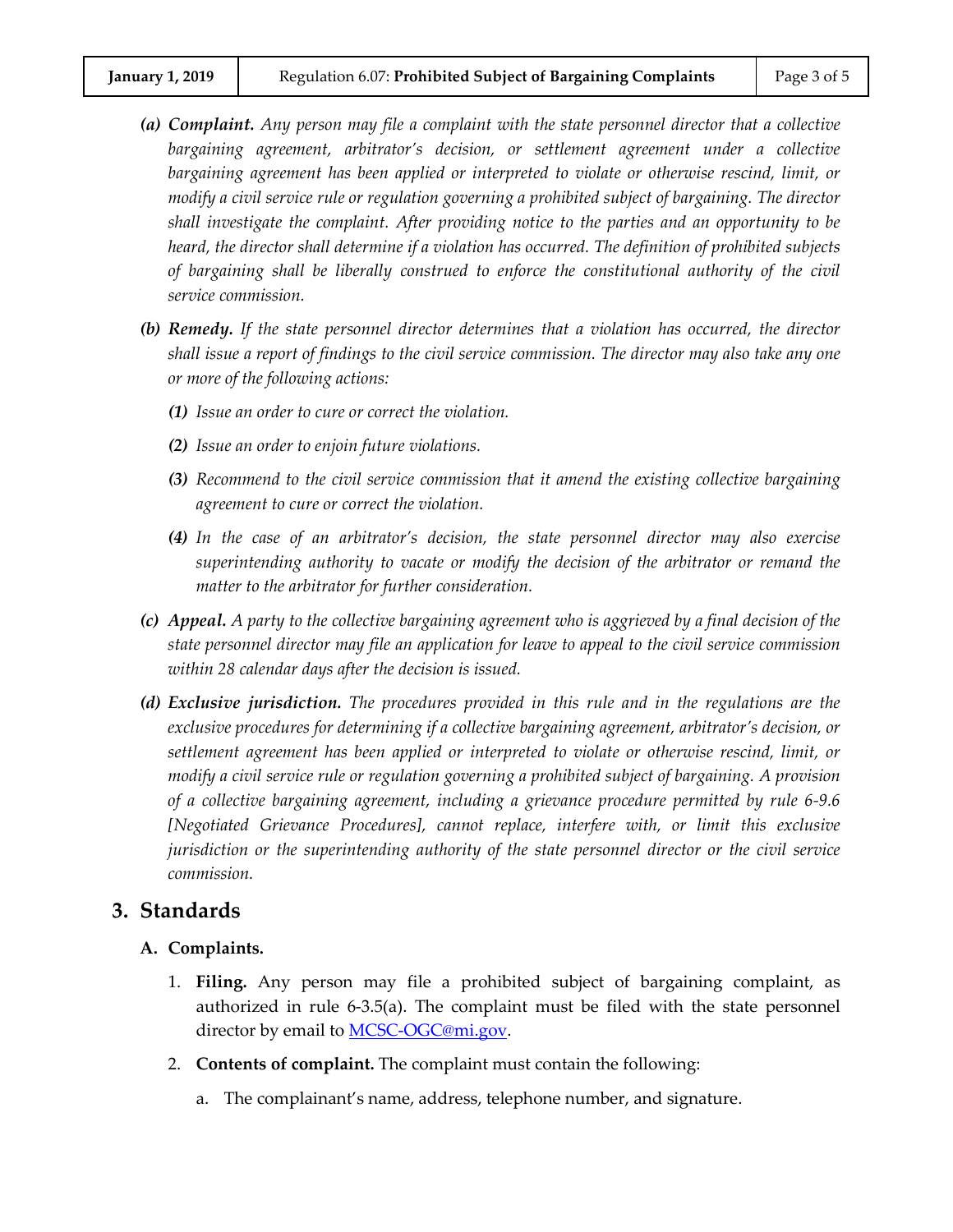*(a)* ***Complaint.*** *Any person may file a complaint with the state personnel director that a collective bargaining agreement, arbitrator's decision, or settlement agreement under a collective bargaining agreement has been applied or interpreted to violate or otherwise rescind, limit, or modify a civil service rule or regulation governing a prohibited subject of bargaining. The director shall investigate the complaint. After providing notice to the parties and an opportunity to be heard, the director shall determine if a violation has occurred. The definition of prohibited subjects of bargaining shall be liberally construed to enforce the constitutional authority of the civil service commission.*

*(b)* ***Remedy.*** *If the state personnel director determines that a violation has occurred, the director shall issue a report of findings to the civil service commission. The director may also take any one or more of the following actions:*

*(1) Issue an order to cure or correct the violation.*

*(2) Issue an order to enjoin future violations.*

*(3) Recommend to the civil service commission that it amend the existing collective bargaining agreement to cure or correct the violation.*

*(4) In the case of an arbitrator's decision, the state personnel director may also exercise superintending authority to vacate or modify the decision of the arbitrator or remand the matter to the arbitrator for further consideration.*

*(c)* ***Appeal.*** *A party to the collective bargaining agreement who is aggrieved by a final decision of the state personnel director may file an application for leave to appeal to the civil service commission within 28 calendar days after the decision is issued.*

*(d)* ***Exclusive jurisdiction.*** *The procedures provided in this rule and in the regulations are the exclusive procedures for determining if a collective bargaining agreement, arbitrator's decision, or settlement agreement has been applied or interpreted to violate or otherwise rescind, limit, or modify a civil service rule or regulation governing a prohibited subject of bargaining. A provision of a collective bargaining agreement, including a grievance procedure permitted by rule 6-9.6 [Negotiated Grievance Procedures], cannot replace, interfere with, or limit this exclusive jurisdiction or the superintending authority of the state personnel director or the civil service commission.*

## 3. Standards

### A. Complaints.

1. **Filing.** Any person may file a prohibited subject of bargaining complaint, as authorized in rule 6-3.5(a). The complaint must be filed with the state personnel director by email to MCSC-OGC@mi.gov.

2. **Contents of complaint.** The complaint must contain the following:

   a. The complainant's name, address, telephone number, and signature.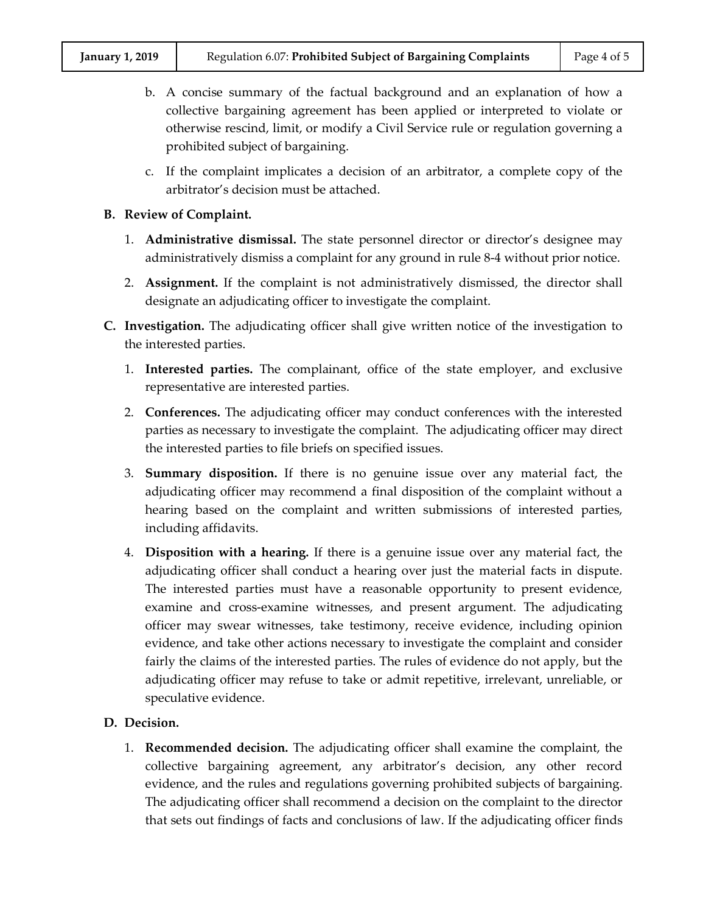b. A concise summary of the factual background and an explanation of how a collective bargaining agreement has been applied or interpreted to violate or otherwise rescind, limit, or modify a Civil Service rule or regulation governing a prohibited subject of bargaining.

c. If the complaint implicates a decision of an arbitrator, a complete copy of the arbitrator's decision must be attached.

**B. Review of Complaint.**

1. **Administrative dismissal.** The state personnel director or director's designee may administratively dismiss a complaint for any ground in rule 8-4 without prior notice.

2. **Assignment.** If the complaint is not administratively dismissed, the director shall designate an adjudicating officer to investigate the complaint.

**C. Investigation.** The adjudicating officer shall give written notice of the investigation to the interested parties.

1. **Interested parties.** The complainant, office of the state employer, and exclusive representative are interested parties.

2. **Conferences.** The adjudicating officer may conduct conferences with the interested parties as necessary to investigate the complaint. The adjudicating officer may direct the interested parties to file briefs on specified issues.

3. **Summary disposition.** If there is no genuine issue over any material fact, the adjudicating officer may recommend a final disposition of the complaint without a hearing based on the complaint and written submissions of interested parties, including affidavits.

4. **Disposition with a hearing.** If there is a genuine issue over any material fact, the adjudicating officer shall conduct a hearing over just the material facts in dispute. The interested parties must have a reasonable opportunity to present evidence, examine and cross-examine witnesses, and present argument. The adjudicating officer may swear witnesses, take testimony, receive evidence, including opinion evidence, and take other actions necessary to investigate the complaint and consider fairly the claims of the interested parties. The rules of evidence do not apply, but the adjudicating officer may refuse to take or admit repetitive, irrelevant, unreliable, or speculative evidence.

**D. Decision.**

1. **Recommended decision.** The adjudicating officer shall examine the complaint, the collective bargaining agreement, any arbitrator's decision, any other record evidence, and the rules and regulations governing prohibited subjects of bargaining. The adjudicating officer shall recommend a decision on the complaint to the director that sets out findings of facts and conclusions of law. If the adjudicating officer finds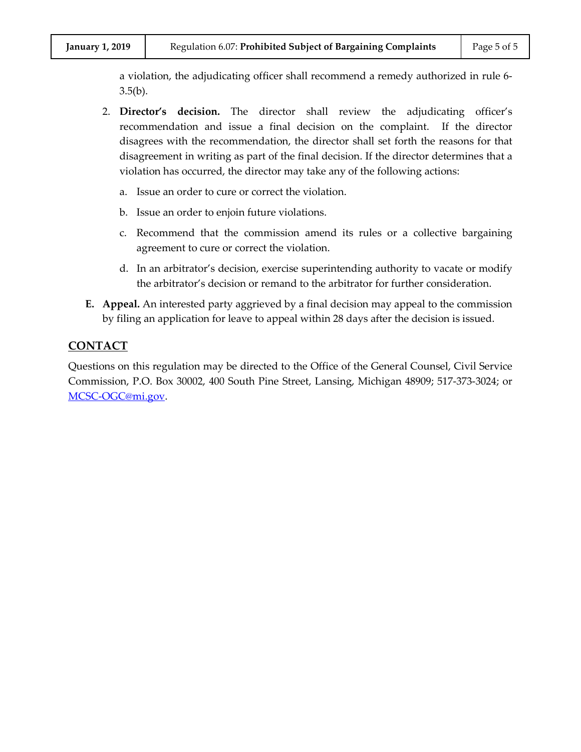a violation, the adjudicating officer shall recommend a remedy authorized in rule 6-3.5(b).

2. **Director's decision.** The director shall review the adjudicating officer's recommendation and issue a final decision on the complaint. If the director disagrees with the recommendation, the director shall set forth the reasons for that disagreement in writing as part of the final decision. If the director determines that a violation has occurred, the director may take any of the following actions:

   a. Issue an order to cure or correct the violation.

   b. Issue an order to enjoin future violations.

   c. Recommend that the commission amend its rules or a collective bargaining agreement to cure or correct the violation.

   d. In an arbitrator's decision, exercise superintending authority to vacate or modify the arbitrator's decision or remand to the arbitrator for further consideration.

**E. Appeal.** An interested party aggrieved by a final decision may appeal to the commission by filing an application for leave to appeal within 28 days after the decision is issued.

## CONTACT

Questions on this regulation may be directed to the Office of the General Counsel, Civil Service Commission, P.O. Box 30002, 400 South Pine Street, Lansing, Michigan 48909; 517-373-3024; or MCSC-OGC@mi.gov.